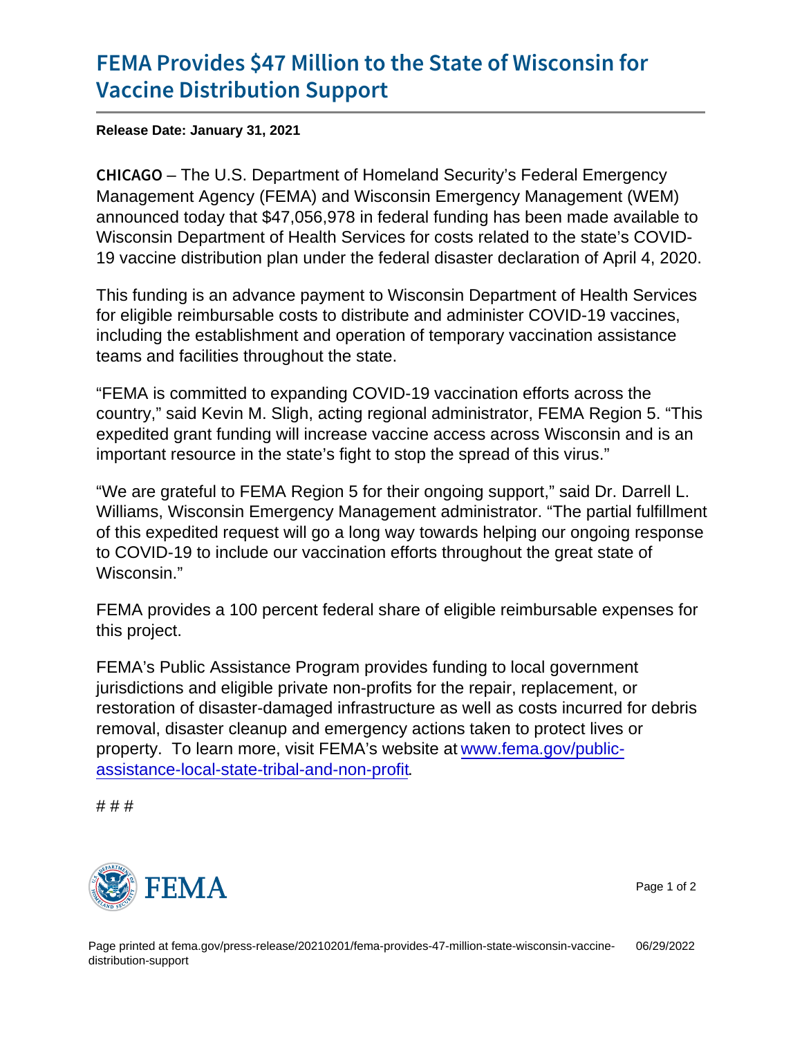# FEMA Provides $47 Million to the State of Wisconsin for Vaccine Distribution Support

**Release Date: January 31, 2021**

CHICAGO – The U.S. Department of Homeland Security's Federal Emergency Management Agency (FEMA) and Wisconsin Emergency Management (WEM) announced today that $47,056,978 in federal funding has been made available to Wisconsin Department of Health Services for costs related to the state's COVID-19 vaccine distribution plan under the federal disaster declaration of April 4, 2020.

This funding is an advance payment to Wisconsin Department of Health Services for eligible reimbursable costs to distribute and administer COVID-19 vaccines, including the establishment and operation of temporary vaccination assistance teams and facilities throughout the state.

"FEMA is committed to expanding COVID-19 vaccination efforts across the country," said Kevin M. Sligh, acting regional administrator, FEMA Region 5. "This expedited grant funding will increase vaccine access across Wisconsin and is an important resource in the state's fight to stop the spread of this virus."

"We are grateful to FEMA Region 5 for their ongoing support," said Dr. Darrell L. Williams, Wisconsin Emergency Management administrator. "The partial fulfillment of this expedited request will go a long way towards helping our ongoing response to COVID-19 to include our vaccination efforts throughout the great state of Wisconsin."

FEMA provides a 100 percent federal share of eligible reimbursable expenses for this project.

FEMA's Public Assistance Program provides funding to local government jurisdictions and eligible private non-profits for the repair, replacement, or restoration of disaster-damaged infrastructure as well as costs incurred for debris removal, disaster cleanup and emergency actions taken to protect lives or property. To learn more, visit FEMA's website at [www.fema.gov/public-assistance-local-state-tribal-and-non-profit](http://www.fema.gov/public-assistance-local-state-tribal-and-non-profit).

# # #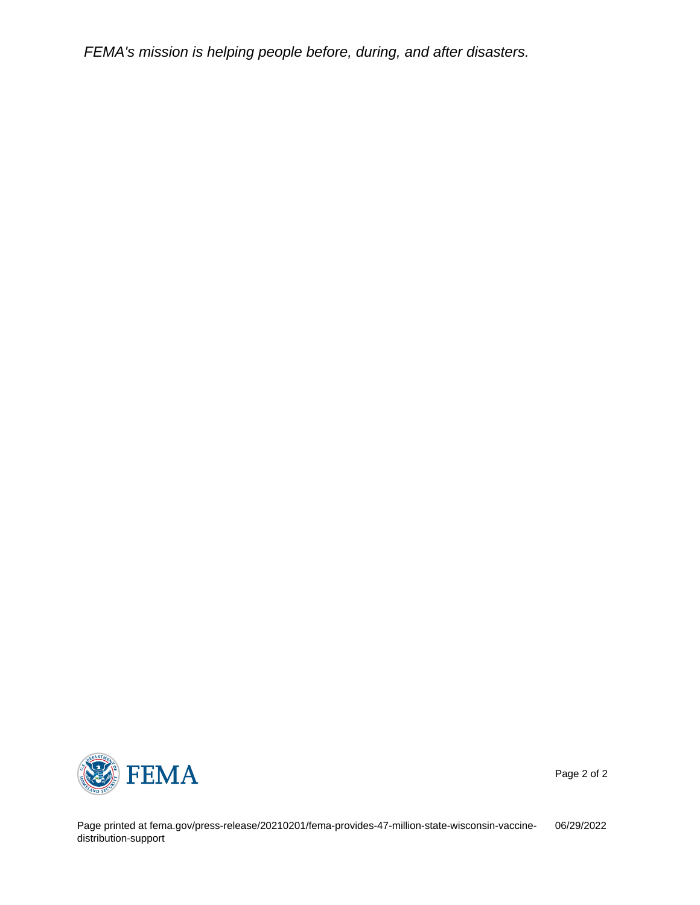*FEMA's mission is helping people before, during, and after disasters.*